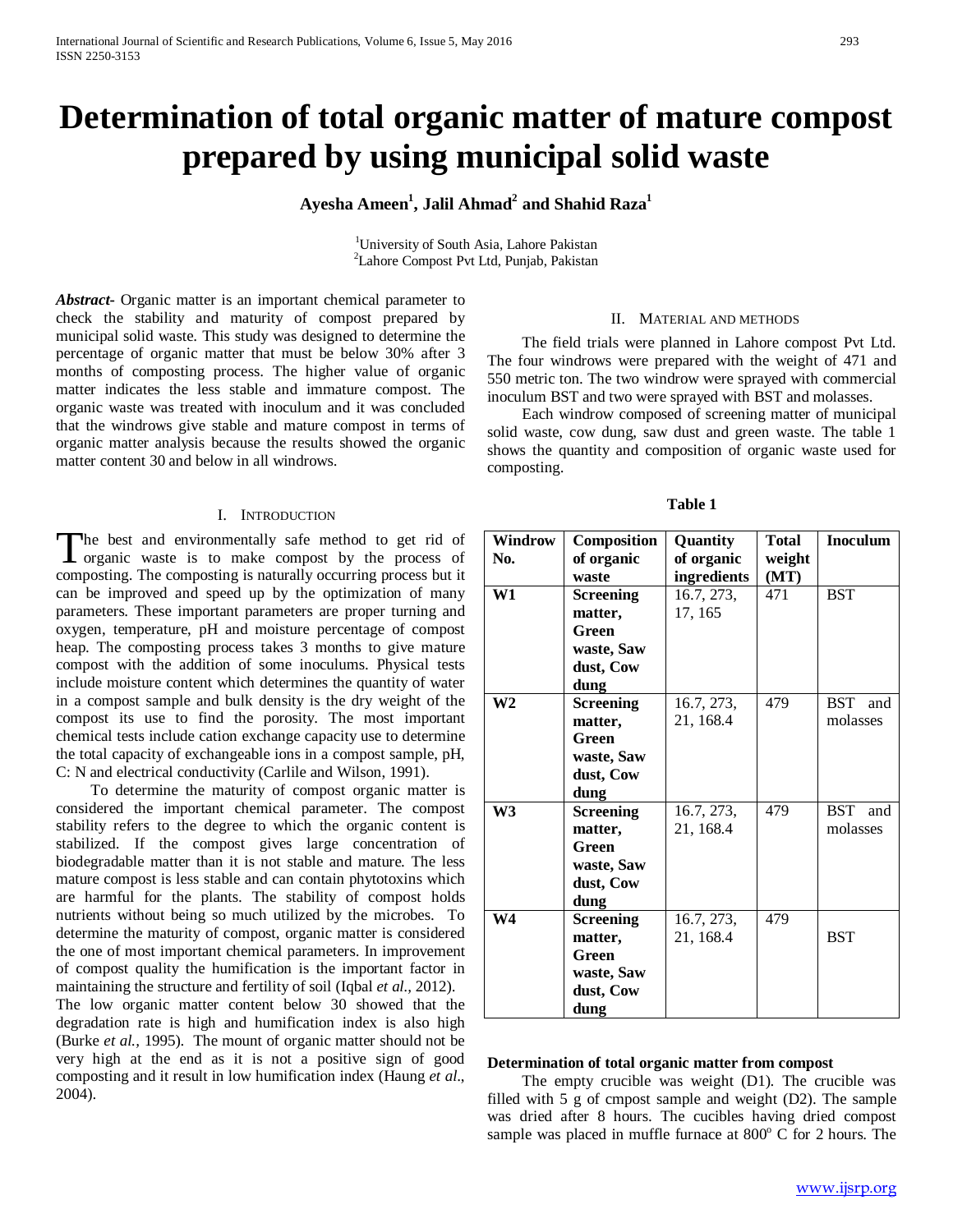# Determination of total organic matter of mature compost prepared by using municipal solid waste

**Ayesha Ameen[1], Jalil Ahmad[2] and Shahid Raza[1]**

[1]University of South Asia, Lahore Pakistan
[2]Lahore Compost Pvt Ltd, Punjab, Pakistan

***Abstract-*** Organic matter is an important chemical parameter to check the stability and maturity of compost prepared by municipal solid waste. This study was designed to determine the percentage of organic matter that must be below 30% after 3 months of composting process. The higher value of organic matter indicates the less stable and immature compost. The organic waste was treated with inoculum and it was concluded that the windrows give stable and mature compost in terms of organic matter analysis because the results showed the organic matter content 30 and below in all windrows.

## I. Introduction

The best and environmentally safe method to get rid of organic waste is to make compost by the process of composting. The composting is naturally occurring process but it can be improved and speed up by the optimization of many parameters. These important parameters are proper turning and oxygen, temperature, pH and moisture percentage of compost heap. The composting process takes 3 months to give mature compost with the addition of some inoculums. Physical tests include moisture content which determines the quantity of water in a compost sample and bulk density is the dry weight of the compost its use to find the porosity. The most important chemical tests include cation exchange capacity use to determine the total capacity of exchangeable ions in a compost sample, pH, C: N and electrical conductivity (Carlile and Wilson, 1991).

To determine the maturity of compost organic matter is considered the important chemical parameter. The compost stability refers to the degree to which the organic content is stabilized. If the compost gives large concentration of biodegradable matter than it is not stable and mature. The less mature compost is less stable and can contain phytotoxins which are harmful for the plants. The stability of compost holds nutrients without being so much utilized by the microbes. To determine the maturity of compost, organic matter is considered the one of most important chemical parameters. In improvement of compost quality the humification is the important factor in maintaining the structure and fertility of soil (Iqbal *et al.,* 2012).
The low organic matter content below 30 showed that the degradation rate is high and humification index is also high (Burke *et al.,* 1995). The mount of organic matter should not be very high at the end as it is not a positive sign of good composting and it result in low humification index (Haung *et al*., 2004).

## II. Material and Methods

The field trials were planned in Lahore compost Pvt Ltd. The four windrows were prepared with the weight of 471 and 550 metric ton. The two windrow were sprayed with commercial inoculum BST and two were sprayed with BST and molasses.

Each windrow composed of screening matter of municipal solid waste, cow dung, saw dust and green waste. The table 1 shows the quantity and composition of organic waste used for composting.

**Table 1**

| Windrow No. | Composition of organic waste | Quantity of organic ingredients | Total weight (MT) | Inoculum |
|---|---|---|---|---|
| **W1** | **Screening matter, Green waste, Saw dust, Cow dung** | 16.7, 273, 17, 165 | 471 | BST |
| **W2** | **Screening matter, Green waste, Saw dust, Cow dung** | 16.7, 273, 21, 168.4 | 479 | BST and molasses |
| **W3** | **Screening matter, Green waste, Saw dust, Cow dung** | 16.7, 273, 21, 168.4 | 479 | BST and molasses |
| **W4** | **Screening matter, Green waste, Saw dust, Cow dung** | 16.7, 273, 21, 168.4 | 479 | BST |

**Determination of total organic matter from compost**

The empty crucible was weight (D1). The crucible was filled with 5 g of cmpost sample and weight (D2). The sample was dried after 8 hours. The cucibles having dried compost sample was placed in muffle furnace at 800$^{o}$ C for 2 hours. The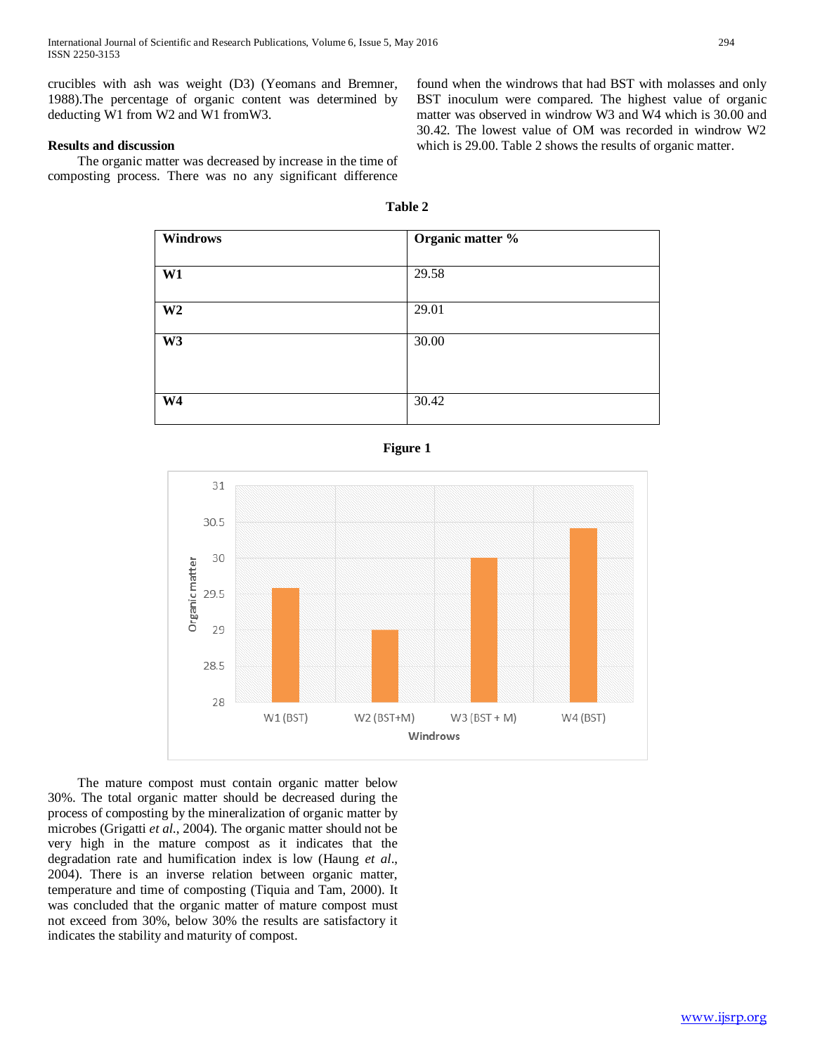crucibles with ash was weight (D3) (Yeomans and Bremner, 1988).The percentage of organic content was determined by deducting W1 from W2 and W1 fromW3.

**Results and discussion**

The organic matter was decreased by increase in the time of composting process. There was no any significant difference found when the windrows that had BST with molasses and only BST inoculum were compared. The highest value of organic matter was observed in windrow W3 and W4 which is 30.00 and 30.42. The lowest value of OM was recorded in windrow W2 which is 29.00. Table 2 shows the results of organic matter.

**Table 2**

| Windrows | Organic matter % |
|---|---|
| **W1** | 29.58 |
| **W2** | 29.01 |
| **W3** | 30.00 |
| **W4** | 30.42 |

**Figure 1**

The mature compost must contain organic matter below 30%. The total organic matter should be decreased during the process of composting by the mineralization of organic matter by microbes (Grigatti *et al.*, 2004). The organic matter should not be very high in the mature compost as it indicates that the degradation rate and humification index is low (Haung *et al*., 2004). There is an inverse relation between organic matter, temperature and time of composting (Tiquia and Tam, 2000). It was concluded that the organic matter of mature compost must not exceed from 30%, below 30% the results are satisfactory it indicates the stability and maturity of compost.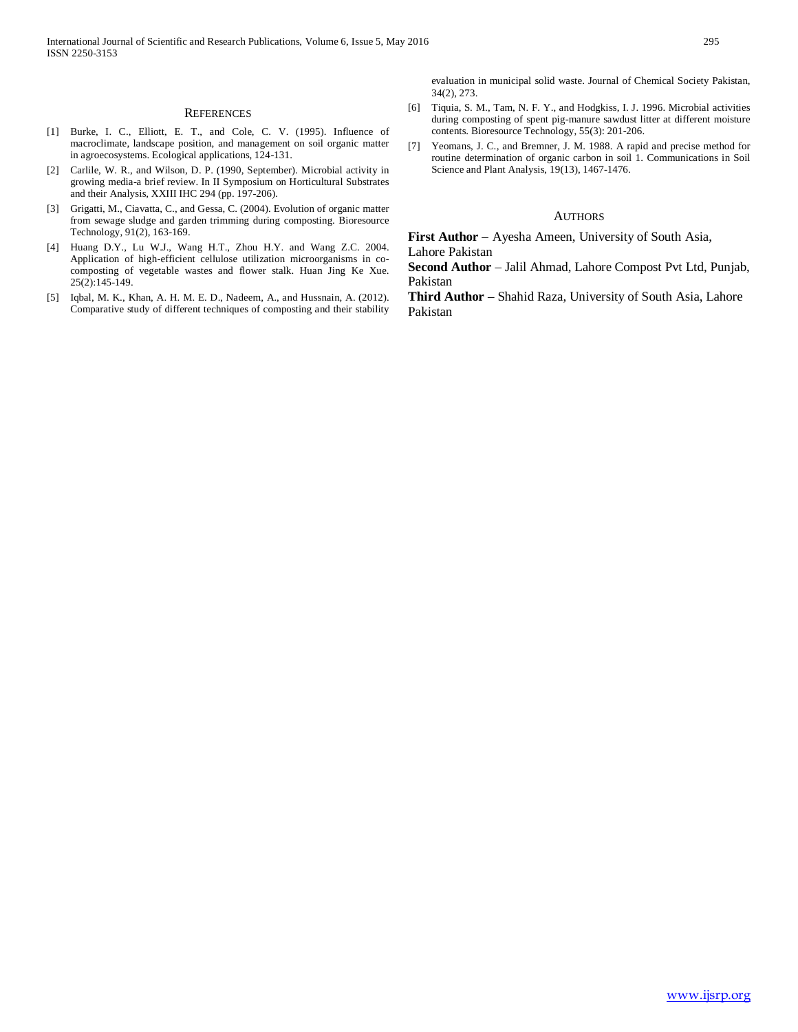## REFERENCES

[1] Burke, I. C., Elliott, E. T., and Cole, C. V. (1995). Influence of macroclimate, landscape position, and management on soil organic matter in agroecosystems. Ecological applications, 124-131.

[2] Carlile, W. R., and Wilson, D. P. (1990, September). Microbial activity in growing media-a brief review. In II Symposium on Horticultural Substrates and their Analysis, XXIII IHC 294 (pp. 197-206).

[3] Grigatti, M., Ciavatta, C., and Gessa, C. (2004). Evolution of organic matter from sewage sludge and garden trimming during composting. Bioresource Technology, 91(2), 163-169.

[4] Huang D.Y., Lu W.J., Wang H.T., Zhou H.Y. and Wang Z.C. 2004. Application of high-efficient cellulose utilization microorganisms in co-composting of vegetable wastes and flower stalk. Huan Jing Ke Xue. 25(2):145-149.

[5] Iqbal, M. K., Khan, A. H. M. E. D., Nadeem, A., and Hussnain, A. (2012). Comparative study of different techniques of composting and their stability evaluation in municipal solid waste. Journal of Chemical Society Pakistan, 34(2), 273.

[6] Tiquia, S. M., Tam, N. F. Y., and Hodgkiss, I. J. 1996. Microbial activities during composting of spent pig-manure sawdust litter at different moisture contents. Bioresource Technology, 55(3): 201-206.

[7] Yeomans, J. C., and Bremner, J. M. 1988. A rapid and precise method for routine determination of organic carbon in soil 1. Communications in Soil Science and Plant Analysis, 19(13), 1467-1476.

## AUTHORS

**First Author** – Ayesha Ameen, University of South Asia, Lahore Pakistan

**Second Author** – Jalil Ahmad, Lahore Compost Pvt Ltd, Punjab, Pakistan

**Third Author** – Shahid Raza, University of South Asia, Lahore Pakistan